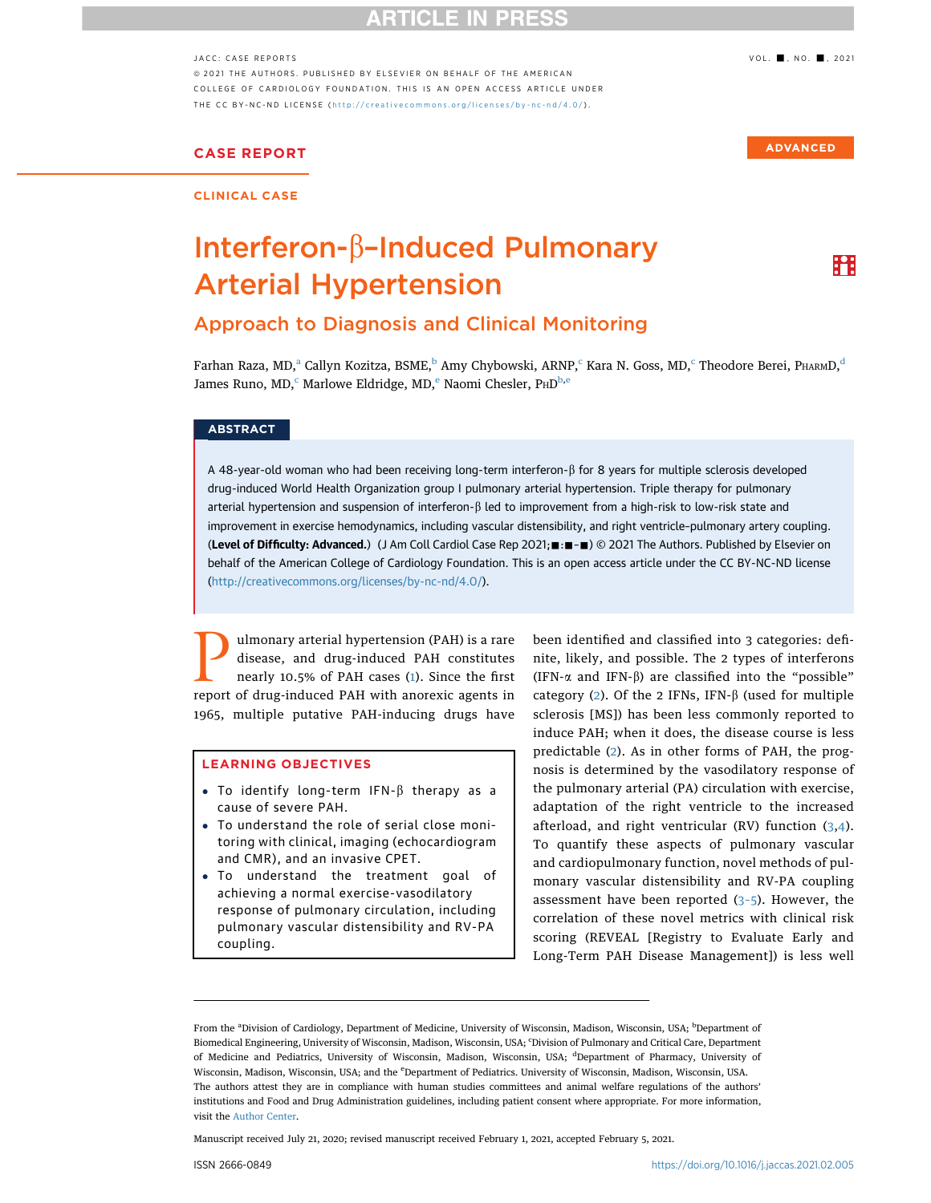CASE REPORT

CLINICAL CASE

ADVANCED

# Interferon-β–Induced Pulmonary Arterial Hypertension

## Approach to Diagnosis and Clinical Monitoring

Farhan Raza, MD,[a] Callyn Kozitza, BSME,[b] Amy Chybowski, ARNP,[c] Kara N. Goss, MD,[c] Theodore Berei, PharmD,[d] James Runo, MD,[c] Marlowe Eldridge, MD,[e] Naomi Chesler, PhD[b,e]

## ABSTRACT

A 48-year-old woman who had been receiving long-term interferon-β for 8 years for multiple sclerosis developed drug-induced World Health Organization group I pulmonary arterial hypertension. Triple therapy for pulmonary arterial hypertension and suspension of interferon-β led to improvement from a high-risk to low-risk state and improvement in exercise hemodynamics, including vascular distensibility, and right ventricle-pulmonary artery coupling. (**Level of Difficulty: Advanced.**) (J Am Coll Cardiol Case Rep 2021;■:■-■) © 2021 The Authors. Published by Elsevier on behalf of the American College of Cardiology Foundation. This is an open access article under the CC BY-NC-ND license (http://creativecommons.org/licenses/by-nc-nd/4.0/).

Pulmonary arterial hypertension (PAH) is a rare disease, and drug-induced PAH constitutes nearly 10.5% of PAH cases (1). Since the first report of drug-induced PAH with anorexic agents in 1965, multiple putative PAH-inducing drugs have been identified and classified into 3 categories: definite, likely, and possible. The 2 types of interferons (IFN-α and IFN-β) are classified into the "possible" category (2). Of the 2 IFNs, IFN-β (used for multiple sclerosis [MS]) has been less commonly reported to induce PAH; when it does, the disease course is less predictable (2). As in other forms of PAH, the prognosis is determined by the vasodilatory response of the pulmonary arterial (PA) circulation with exercise, adaptation of the right ventricle to the increased afterload, and right ventricular (RV) function (3,4). To quantify these aspects of pulmonary vascular and cardiopulmonary function, novel methods of pulmonary vascular distensibility and RV-PA coupling assessment have been reported (3–5). However, the correlation of these novel metrics with clinical risk scoring (REVEAL [Registry to Evaluate Early and Long-Term PAH Disease Management]) is less well

**LEARNING OBJECTIVES**

- To identify long-term IFN-β therapy as a cause of severe PAH.
- To understand the role of serial close monitoring with clinical, imaging (echocardiogram and CMR), and an invasive CPET.
- To understand the treatment goal of achieving a normal exercise-vasodilatory response of pulmonary circulation, including pulmonary vascular distensibility and RV-PA coupling.

From the [a]Division of Cardiology, Department of Medicine, University of Wisconsin, Madison, Wisconsin, USA; [b]Department of Biomedical Engineering, University of Wisconsin, Madison, Wisconsin, USA; [c]Division of Pulmonary and Critical Care, Department of Medicine and Pediatrics, University of Wisconsin, Madison, Wisconsin, USA; [d]Department of Pharmacy, University of Wisconsin, Madison, Wisconsin, USA; and the [e]Department of Pediatrics. University of Wisconsin, Madison, Wisconsin, USA.

The authors attest they are in compliance with human studies committees and animal welfare regulations of the authors' institutions and Food and Drug Administration guidelines, including patient consent where appropriate. For more information, visit the Author Center.

Manuscript received July 21, 2020; revised manuscript received February 1, 2021, accepted February 5, 2021.

ISSN 2666-0849 https://doi.org/10.1016/j.jaccas.2021.02.005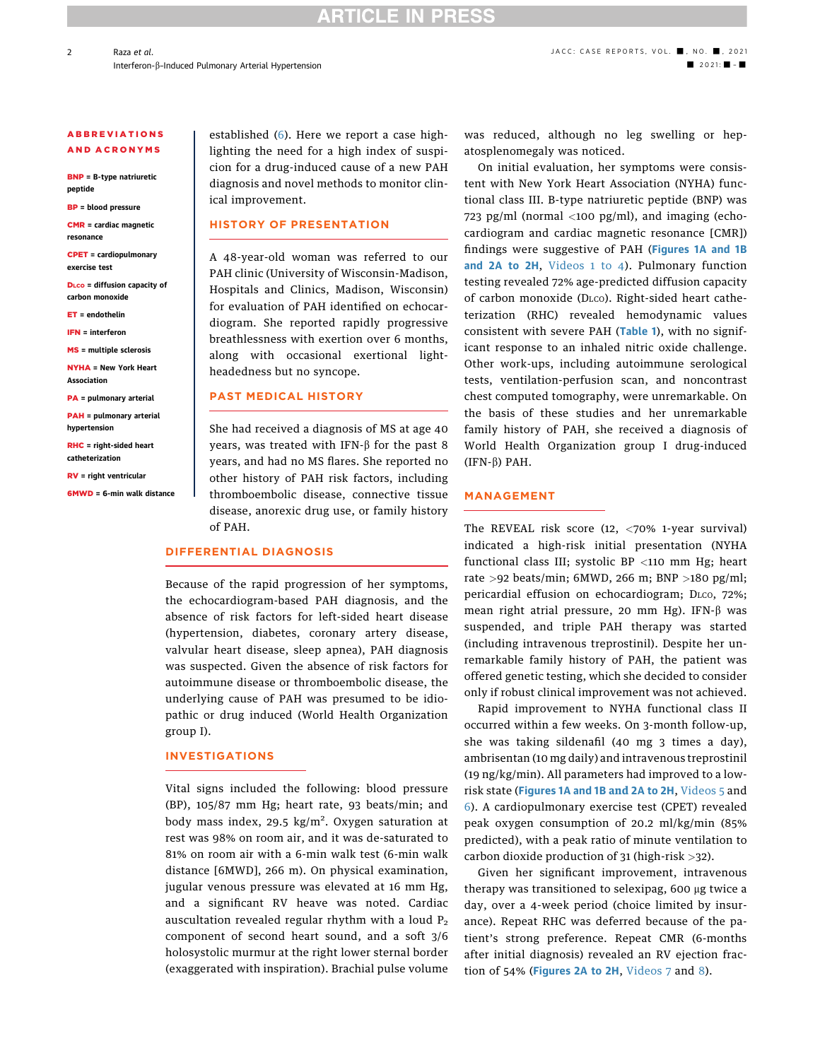**ABBREVIATIONS AND ACRONYMS**

**BNP** = B-type natriuretic peptide

**BP** = blood pressure

**CMR** = cardiac magnetic resonance

**CPET** = cardiopulmonary exercise test

**DLCO** = diffusion capacity of carbon monoxide

**ET** = endothelin

**IFN** = interferon

**MS** = multiple sclerosis

**NYHA** = New York Heart Association

**PA** = pulmonary arterial

**PAH** = pulmonary arterial hypertension

**RHC** = right-sided heart catheterization

**RV** = right ventricular

**6MWD** = 6-min walk distance

established (6). Here we report a case highlighting the need for a high index of suspicion for a drug-induced cause of a new PAH diagnosis and novel methods to monitor clinical improvement.

## HISTORY OF PRESENTATION

A 48-year-old woman was referred to our PAH clinic (University of Wisconsin-Madison, Hospitals and Clinics, Madison, Wisconsin) for evaluation of PAH identified on echocardiogram. She reported rapidly progressive breathlessness with exertion over 6 months, along with occasional exertional lightheadedness but no syncope.

## PAST MEDICAL HISTORY

She had received a diagnosis of MS at age 40 years, was treated with IFN-β for the past 8 years, and had no MS flares. She reported no other history of PAH risk factors, including thromboembolic disease, connective tissue disease, anorexic drug use, or family history of PAH.

## DIFFERENTIAL DIAGNOSIS

Because of the rapid progression of her symptoms, the echocardiogram-based PAH diagnosis, and the absence of risk factors for left-sided heart disease (hypertension, diabetes, coronary artery disease, valvular heart disease, sleep apnea), PAH diagnosis was suspected. Given the absence of risk factors for autoimmune disease or thromboembolic disease, the underlying cause of PAH was presumed to be idiopathic or drug induced (World Health Organization group I).

## INVESTIGATIONS

Vital signs included the following: blood pressure (BP), 105/87 mm Hg; heart rate, 93 beats/min; and body mass index, 29.5 kg/m$^2$. Oxygen saturation at rest was 98% on room air, and it was de-saturated to 81% on room air with a 6-min walk test (6-min walk distance [6MWD], 266 m). On physical examination, jugular venous pressure was elevated at 16 mm Hg, and a significant RV heave was noted. Cardiac auscultation revealed regular rhythm with a loud $P_2$ component of second heart sound, and a soft 3/6 holosystolic murmur at the right lower sternal border (exaggerated with inspiration). Brachial pulse volume was reduced, although no leg swelling or hepatosplenomegaly was noticed.

On initial evaluation, her symptoms were consistent with New York Heart Association (NYHA) functional class III. B-type natriuretic peptide (BNP) was 723 pg/ml (normal <100 pg/ml), and imaging (echocardiogram and cardiac magnetic resonance [CMR]) findings were suggestive of PAH (Figures 1A and 1B and 2A to 2H, Videos 1 to 4). Pulmonary function testing revealed 72% age-predicted diffusion capacity of carbon monoxide (DLCO). Right-sided heart catheterization (RHC) revealed hemodynamic values consistent with severe PAH (Table 1), with no significant response to an inhaled nitric oxide challenge. Other work-ups, including autoimmune serological tests, ventilation-perfusion scan, and noncontrast chest computed tomography, were unremarkable. On the basis of these studies and her unremarkable family history of PAH, she received a diagnosis of World Health Organization group I drug-induced (IFN-β) PAH.

## MANAGEMENT

The REVEAL risk score (12, <70% 1-year survival) indicated a high-risk initial presentation (NYHA functional class III; systolic BP <110 mm Hg; heart rate >92 beats/min; 6MWD, 266 m; BNP >180 pg/ml; pericardial effusion on echocardiogram; DLCO, 72%; mean right atrial pressure, 20 mm Hg). IFN-β was suspended, and triple PAH therapy was started (including intravenous treprostinil). Despite her unremarkable family history of PAH, the patient was offered genetic testing, which she decided to consider only if robust clinical improvement was not achieved.

Rapid improvement to NYHA functional class II occurred within a few weeks. On 3-month follow-up, she was taking sildenafil (40 mg 3 times a day), ambrisentan (10 mg daily) and intravenous treprostinil (19 ng/kg/min). All parameters had improved to a low-risk state (Figures 1A and 1B and 2A to 2H, Videos 5 and 6). A cardiopulmonary exercise test (CPET) revealed peak oxygen consumption of 20.2 ml/kg/min (85% predicted), with a peak ratio of minute ventilation to carbon dioxide production of 31 (high-risk >32).

Given her significant improvement, intravenous therapy was transitioned to selexipag, 600 μg twice a day, over a 4-week period (choice limited by insurance). Repeat RHC was deferred because of the patient's strong preference. Repeat CMR (6-months after initial diagnosis) revealed an RV ejection fraction of 54% (Figures 2A to 2H, Videos 7 and 8).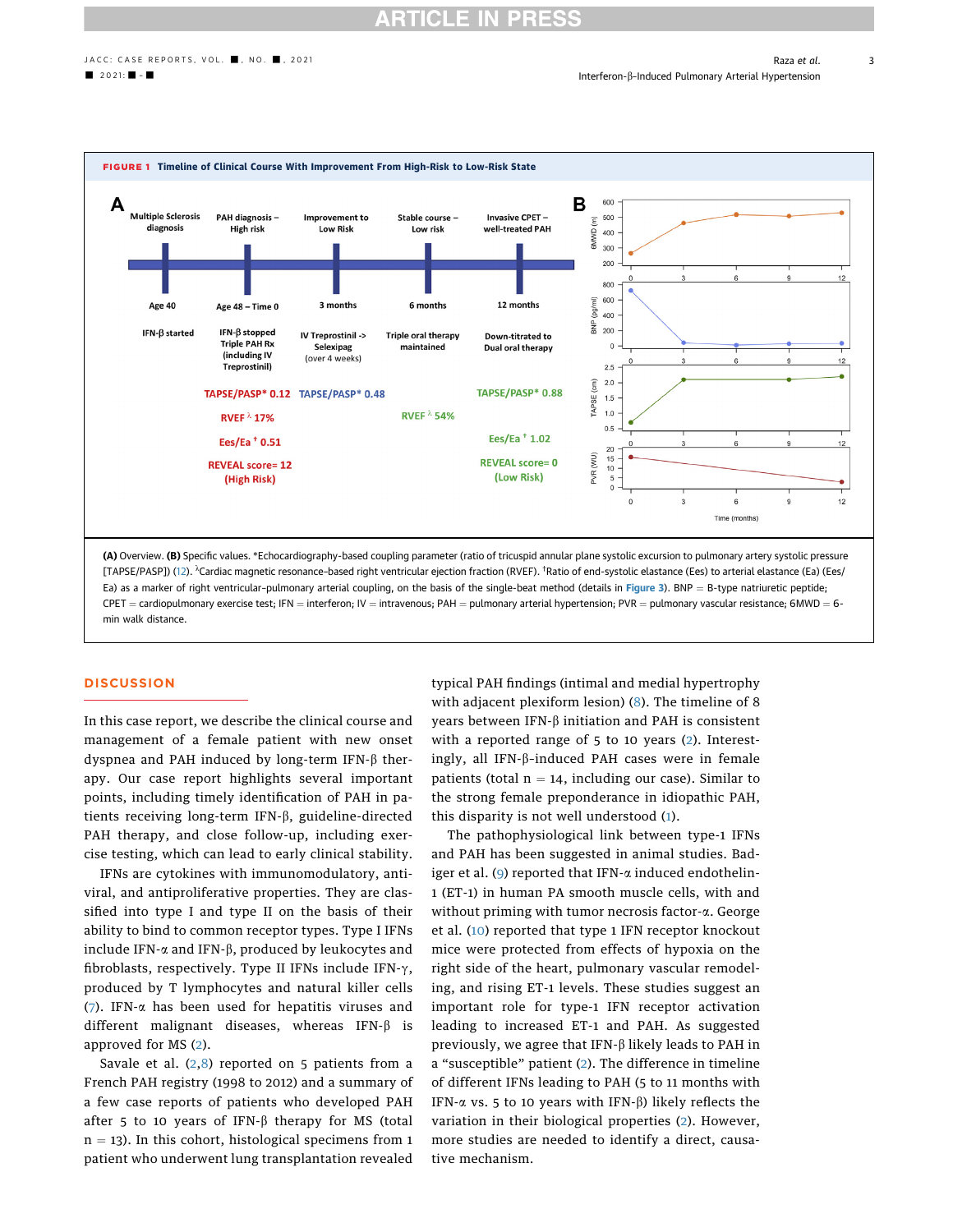**FIGURE 1 Timeline of Clinical Course With Improvement From High-Risk to Low-Risk State**

**(A)** Overview. **(B)** Specific values. *Echocardiography-based coupling parameter (ratio of tricuspid annular plane systolic excursion to pulmonary artery systolic pressure [TAPSE/PASP]) (12). λCardiac magnetic resonance-based right ventricular ejection fraction (RVEF). †Ratio of end-systolic elastance (Ees) to arterial elastance (Ea) (Ees/Ea) as a marker of right ventricular-pulmonary arterial coupling, on the basis of the single-beat method (details in Figure 3). BNP = B-type natriuretic peptide; CPET = cardiopulmonary exercise test; IFN = interferon; IV = intravenous; PAH = pulmonary arterial hypertension; PVR = pulmonary vascular resistance; 6MWD = 6-min walk distance.

## DISCUSSION

In this case report, we describe the clinical course and management of a female patient with new onset dyspnea and PAH induced by long-term IFN-β therapy. Our case report highlights several important points, including timely identification of PAH in patients receiving long-term IFN-β, guideline-directed PAH therapy, and close follow-up, including exercise testing, which can lead to early clinical stability.

IFNs are cytokines with immunomodulatory, antiviral, and antiproliferative properties. They are classified into type I and type II on the basis of their ability to bind to common receptor types. Type I IFNs include IFN-α and IFN-β, produced by leukocytes and fibroblasts, respectively. Type II IFNs include IFN-γ, produced by T lymphocytes and natural killer cells (7). IFN-α has been used for hepatitis viruses and different malignant diseases, whereas IFN-β is approved for MS (2).

Savale et al. (2,8) reported on 5 patients from a French PAH registry (1998 to 2012) and a summary of a few case reports of patients who developed PAH after 5 to 10 years of IFN-β therapy for MS (total n = 13). In this cohort, histological specimens from 1 patient who underwent lung transplantation revealed typical PAH findings (intimal and medial hypertrophy with adjacent plexiform lesion) (8). The timeline of 8 years between IFN-β initiation and PAH is consistent with a reported range of 5 to 10 years (2). Interestingly, all IFN-β-induced PAH cases were in female patients (total n = 14, including our case). Similar to the strong female preponderance in idiopathic PAH, this disparity is not well understood (1).

The pathophysiological link between type-1 IFNs and PAH has been suggested in animal studies. Badiger et al. (9) reported that IFN-α induced endothelin-1 (ET-1) in human PA smooth muscle cells, with and without priming with tumor necrosis factor-α. George et al. (10) reported that type 1 IFN receptor knockout mice were protected from effects of hypoxia on the right side of the heart, pulmonary vascular remodeling, and rising ET-1 levels. These studies suggest an important role for type-1 IFN receptor activation leading to increased ET-1 and PAH. As suggested previously, we agree that IFN-β likely leads to PAH in a "susceptible" patient (2). The difference in timeline of different IFNs leading to PAH (5 to 11 months with IFN-α vs. 5 to 10 years with IFN-β) likely reflects the variation in their biological properties (2). However, more studies are needed to identify a direct, causative mechanism.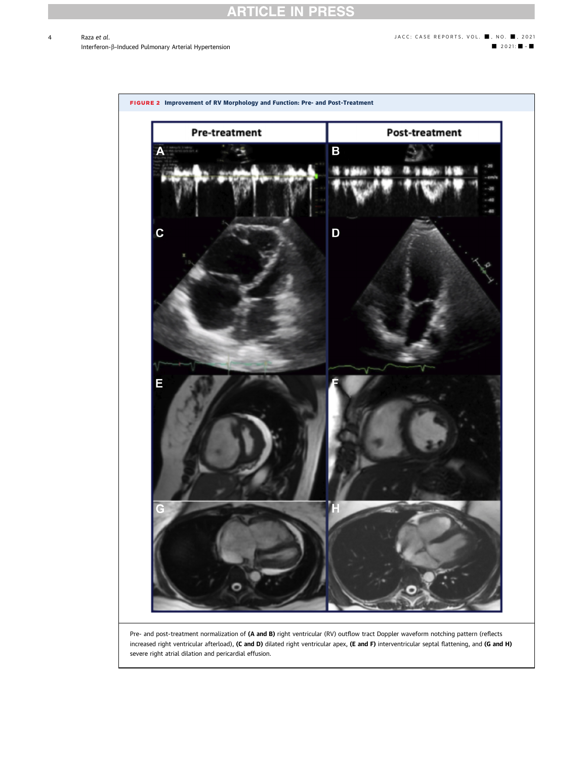**FIGURE 2** Improvement of RV Morphology and Function: Pre- and Post-Treatment

Pre- and post-treatment normalization of **(A and B)** right ventricular (RV) outflow tract Doppler waveform notching pattern (reflects increased right ventricular afterload), **(C and D)** dilated right ventricular apex, **(E and F)** interventricular septal flattening, and **(G and H)** severe right atrial dilation and pericardial effusion.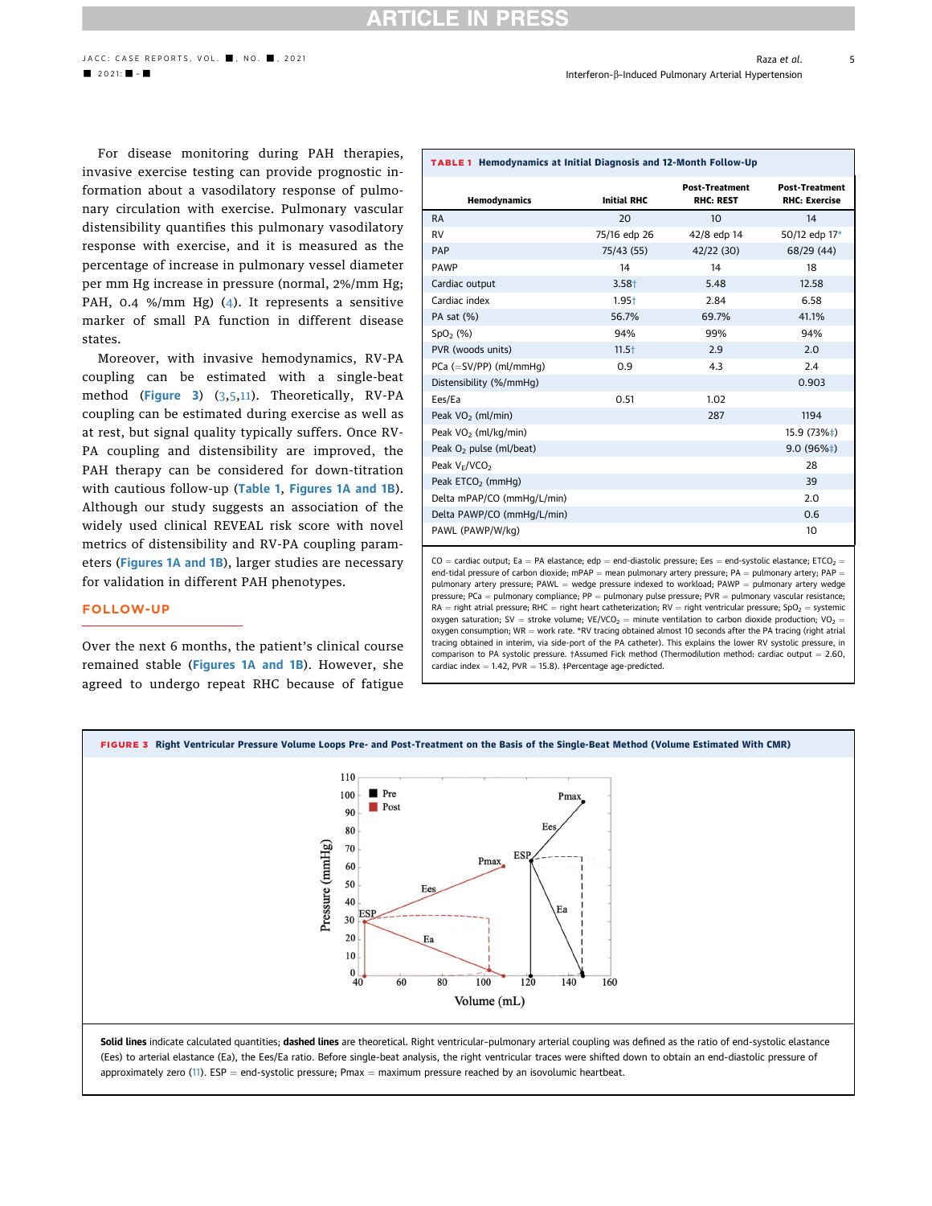For disease monitoring during PAH therapies, invasive exercise testing can provide prognostic information about a vasodilatory response of pulmonary circulation with exercise. Pulmonary vascular distensibility quantifies this pulmonary vasodilatory response with exercise, and it is measured as the percentage of increase in pulmonary vessel diameter per mm Hg increase in pressure (normal, 2%/mm Hg; PAH, 0.4 %/mm Hg) (4). It represents a sensitive marker of small PA function in different disease states.

Moreover, with invasive hemodynamics, RV-PA coupling can be estimated with a single-beat method (Figure 3) (3,5,11). Theoretically, RV-PA coupling can be estimated during exercise as well as at rest, but signal quality typically suffers. Once RV-PA coupling and distensibility are improved, the PAH therapy can be considered for down-titration with cautious follow-up (Table 1, Figures 1A and 1B). Although our study suggests an association of the widely used clinical REVEAL risk score with novel metrics of distensibility and RV-PA coupling parameters (Figures 1A and 1B), larger studies are necessary for validation in different PAH phenotypes.

## FOLLOW-UP

Over the next 6 months, the patient's clinical course remained stable (Figures 1A and 1B). However, she agreed to undergo repeat RHC because of fatigue

**TABLE 1 Hemodynamics at Initial Diagnosis and 12-Month Follow-Up**

| Hemodynamics | Initial RHC | Post-Treatment RHC: REST | Post-Treatment RHC: Exercise |
|---|---|---|---|
| RA | 20 | 10 | 14 |
| RV | 75/16 edp 26 | 42/8 edp 14 | 50/12 edp 17* |
| PAP | 75/43 (55) | 42/22 (30) | 68/29 (44) |
| PAWP | 14 | 14 | 18 |
| Cardiac output | 3.58† | 5.48 | 12.58 |
| Cardiac index | 1.95† | 2.84 | 6.58 |
| PA sat (%) | 56.7% | 69.7% | 41.1% |
| $SpO_2$ (%) | 94% | 99% | 94% |
| PVR (woods units) | 11.5† | 2.9 | 2.0 |
| PCa (=SV/PP) (ml/mmHg) | 0.9 | 4.3 | 2.4 |
| Distensibility (%/mmHg) | | | 0.903 |
| Ees/Ea | 0.51 | 1.02 | |
| Peak $VO_2$ (ml/min) | | 287 | 1194 |
| Peak $VO_2$ (ml/kg/min) | | | 15.9 (73%‡) |
| Peak $O_2$ pulse (ml/beat) | | | 9.0 (96%‡) |
| Peak $V_E/VCO_2$ | | | 28 |
| Peak $ETCO_2$ (mmHg) | | | 39 |
| Delta mPAP/CO (mmHg/L/min) | | | 2.0 |
| Delta PAWP/CO (mmHg/L/min) | | | 0.6 |
| PAWL (PAWP/W/kg) | | | 10 |

CO = cardiac output; Ea = PA elastance; edp = end-diastolic pressure; Ees = end-systolic elastance; $ETCO_2$ = end-tidal pressure of carbon dioxide; mPAP = mean pulmonary artery pressure; PA = pulmonary artery; PAP = pulmonary artery pressure; PAWL = wedge pressure indexed to workload; PAWP = pulmonary artery wedge pressure; PCa = pulmonary compliance; PP = pulmonary pulse pressure; PVR = pulmonary vascular resistance; RA = right atrial pressure; RHC = right heart catheterization; RV = right ventricular pressure; $SpO_2$ = systemic oxygen saturation; SV = stroke volume; $VE/VCO_2$ = minute ventilation to carbon dioxide production; $VO_2$ = oxygen consumption; WR = work rate. *RV tracing obtained almost 10 seconds after the PA tracing (right atrial tracing obtained in interim, via side-port of the PA catheter). This explains the lower RV systolic pressure, in comparison to PA systolic pressure. †Assumed Fick method (Thermodilution method: cardiac output = 2.60, cardiac index = 1.42, PVR = 15.8). ‡Percentage age-predicted.

**FIGURE 3 Right Ventricular Pressure Volume Loops Pre- and Post-Treatment on the Basis of the Single-Beat Method (Volume Estimated With CMR)**

**Solid lines** indicate calculated quantities; **dashed lines** are theoretical. Right ventricular-pulmonary arterial coupling was defined as the ratio of end-systolic elastance (Ees) to arterial elastance (Ea), the Ees/Ea ratio. Before single-beat analysis, the right ventricular traces were shifted down to obtain an end-diastolic pressure of approximately zero (11). ESP = end-systolic pressure; Pmax = maximum pressure reached by an isovolumic heartbeat.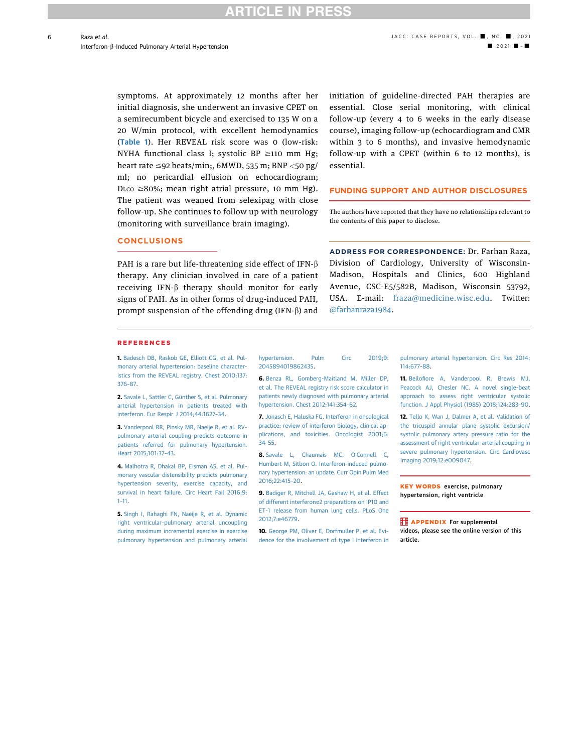symptoms. At approximately 12 months after her initial diagnosis, she underwent an invasive CPET on a semirecumbent bicycle and exercised to 135 W on a 20 W/min protocol, with excellent hemodynamics (Table 1). Her REVEAL risk score was 0 (low-risk: NYHA functional class I; systolic BP ≥110 mm Hg; heart rate ≤92 beats/min;, 6MWD, 535 m; BNP <50 pg/ml; no pericardial effusion on echocardiogram; $D_{LCO}$ ≥80%; mean right atrial pressure, 10 mm Hg). The patient was weaned from selexipag with close follow-up. She continues to follow up with neurology (monitoring with surveillance brain imaging).

## CONCLUSIONS

PAH is a rare but life-threatening side effect of IFN-β therapy. Any clinician involved in care of a patient receiving IFN-β therapy should monitor for early signs of PAH. As in other forms of drug-induced PAH, prompt suspension of the offending drug (IFN-β) and initiation of guideline-directed PAH therapies are essential. Close serial monitoring, with clinical follow-up (every 4 to 6 weeks in the early disease course), imaging follow-up (echocardiogram and CMR within 3 to 6 months), and invasive hemodynamic follow-up with a CPET (within 6 to 12 months), is essential.

## FUNDING SUPPORT AND AUTHOR DISCLOSURES

The authors have reported that they have no relationships relevant to the contents of this paper to disclose.

**ADDRESS FOR CORRESPONDENCE:** Dr. Farhan Raza, Division of Cardiology, University of Wisconsin-Madison, Hospitals and Clinics, 600 Highland Avenue, CSC-E5/582B, Madison, Wisconsin 53792, USA. E-mail: fraza@medicine.wisc.edu. Twitter: @farhanraza1984.

## REFERENCES

1. Badesch DB, Raskob GE, Elliott CG, et al. Pulmonary arterial hypertension: baseline characteristics from the REVEAL registry. Chest 2010;137:376–87.

2. Savale L, Sattler C, Günther S, et al. Pulmonary arterial hypertension in patients treated with interferon. Eur Respir J 2014;44:1627–34.

3. Vanderpool RR, Pinsky MR, Naeije R, et al. RV-pulmonary arterial coupling predicts outcome in patients referred for pulmonary hypertension. Heart 2015;101:37–43.

4. Malhotra R, Dhakal BP, Eisman AS, et al. Pulmonary vascular distensibility predicts pulmonary hypertension severity, exercise capacity, and survival in heart failure. Circ Heart Fail 2016;9:1–11.

5. Singh I, Rahaghi FN, Naeije R, et al. Dynamic right ventricular-pulmonary arterial uncoupling during maximum incremental exercise in exercise pulmonary hypertension and pulmonary arterial hypertension. Pulm Circ 2019;9:2045894019862435.

6. Benza RL, Gomberg-Maitland M, Miller DP, et al. The REVEAL registry risk score calculator in patients newly diagnosed with pulmonary arterial hypertension. Chest 2012;141:354–62.

7. Jonasch E, Haluska FG. Interferon in oncological practice: review of interferon biology, clinical applications, and toxicities. Oncologist 2001;6:34–55.

8. Savale L, Chaumais MC, O'Connell C, Humbert M, Sitbon O. Interferon-induced pulmonary hypertension: an update. Curr Opin Pulm Med 2016;22:415–20.

9. Badiger R, Mitchell JA, Gashaw H, et al. Effect of different interferonα2 preparations on IP10 and ET-1 release from human lung cells. PLoS One 2012;7:e46779.

10. George PM, Oliver E, Dorfmuller P, et al. Evidence for the involvement of type I interferon in pulmonary arterial hypertension. Circ Res 2014;114:677–88.

11. Bellofiore A, Vanderpool R, Brewis MJ, Peacock AJ, Chesler NC. A novel single-beat approach to assess right ventricular systolic function. J Appl Physiol (1985) 2018;124:283–90.

12. Tello K, Wan J, Dalmer A, et al. Validation of the tricuspid annular plane systolic excursion/systolic pulmonary artery pressure ratio for the assessment of right ventricular-arterial coupling in severe pulmonary hypertension. Circ Cardiovasc Imaging 2019;12:e009047.

**KEY WORDS** exercise, pulmonary hypertension, right ventricle

**APPENDIX** For supplemental videos, please see the online version of this article.